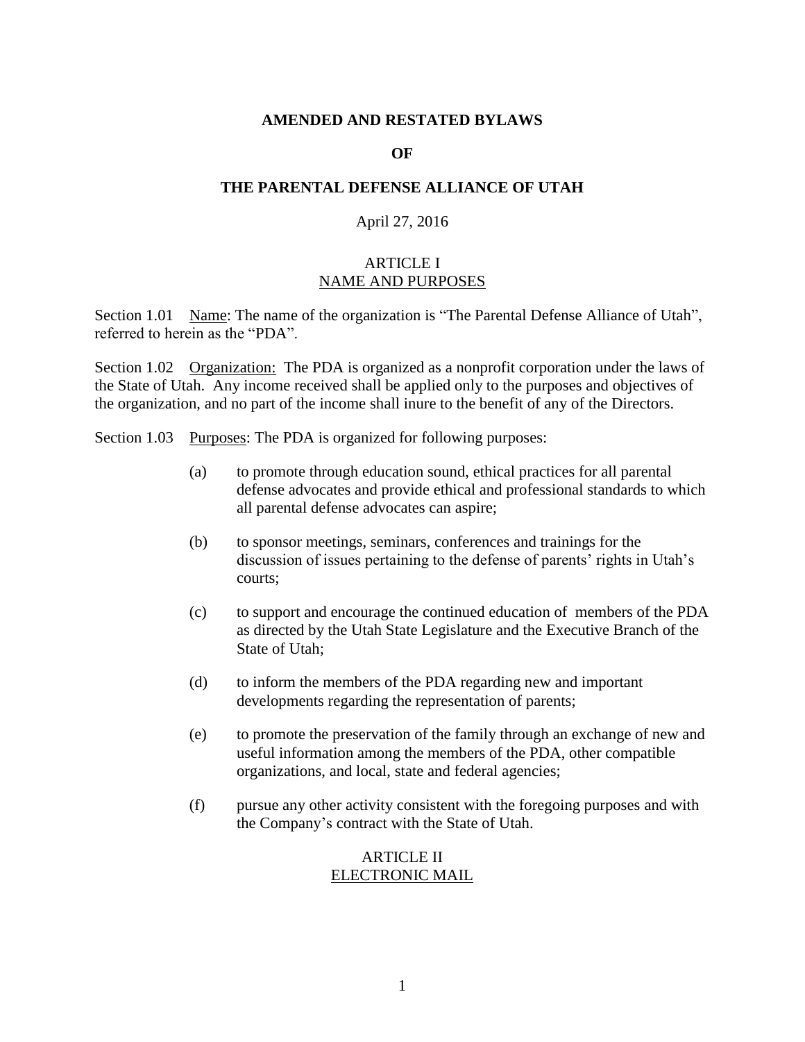# AMENDED AND RESTATED BYLAWS

# OF

# THE PARENTAL DEFENSE ALLIANCE OF UTAH

April 27, 2016

## ARTICLE I
## NAME AND PURPOSES

Section 1.01 Name: The name of the organization is “The Parental Defense Alliance of Utah”, referred to herein as the “PDA”.

Section 1.02 Organization: The PDA is organized as a nonprofit corporation under the laws of the State of Utah. Any income received shall be applied only to the purposes and objectives of the organization, and no part of the income shall inure to the benefit of any of the Directors.

Section 1.03 Purposes: The PDA is organized for following purposes:

(a) to promote through education sound, ethical practices for all parental defense advocates and provide ethical and professional standards to which all parental defense advocates can aspire;

(b) to sponsor meetings, seminars, conferences and trainings for the discussion of issues pertaining to the defense of parents’ rights in Utah’s courts;

(c) to support and encourage the continued education of members of the PDA as directed by the Utah State Legislature and the Executive Branch of the State of Utah;

(d) to inform the members of the PDA regarding new and important developments regarding the representation of parents;

(e) to promote the preservation of the family through an exchange of new and useful information among the members of the PDA, other compatible organizations, and local, state and federal agencies;

(f) pursue any other activity consistent with the foregoing purposes and with the Company’s contract with the State of Utah.

## ARTICLE II
## ELECTRONIC MAIL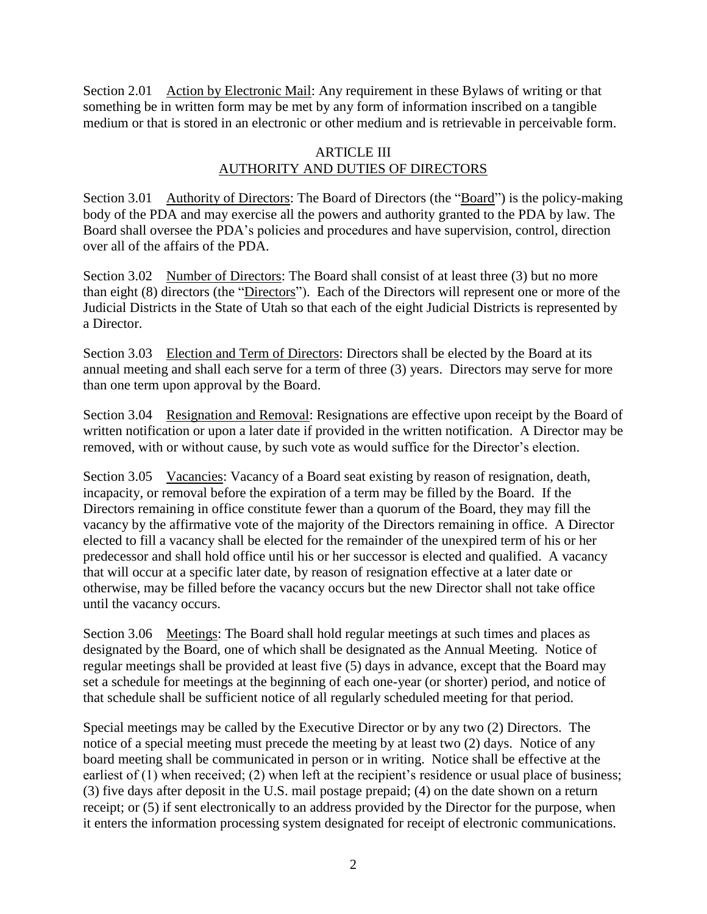Section 2.01 Action by Electronic Mail: Any requirement in these Bylaws of writing or that something be in written form may be met by any form of information inscribed on a tangible medium or that is stored in an electronic or other medium and is retrievable in perceivable form.

## ARTICLE III
## AUTHORITY AND DUTIES OF DIRECTORS

Section 3.01 Authority of Directors: The Board of Directors (the "Board") is the policy-making body of the PDA and may exercise all the powers and authority granted to the PDA by law. The Board shall oversee the PDA's policies and procedures and have supervision, control, direction over all of the affairs of the PDA.

Section 3.02 Number of Directors: The Board shall consist of at least three (3) but no more than eight (8) directors (the "Directors"). Each of the Directors will represent one or more of the Judicial Districts in the State of Utah so that each of the eight Judicial Districts is represented by a Director.

Section 3.03 Election and Term of Directors: Directors shall be elected by the Board at its annual meeting and shall each serve for a term of three (3) years. Directors may serve for more than one term upon approval by the Board.

Section 3.04 Resignation and Removal: Resignations are effective upon receipt by the Board of written notification or upon a later date if provided in the written notification. A Director may be removed, with or without cause, by such vote as would suffice for the Director's election.

Section 3.05 Vacancies: Vacancy of a Board seat existing by reason of resignation, death, incapacity, or removal before the expiration of a term may be filled by the Board. If the Directors remaining in office constitute fewer than a quorum of the Board, they may fill the vacancy by the affirmative vote of the majority of the Directors remaining in office. A Director elected to fill a vacancy shall be elected for the remainder of the unexpired term of his or her predecessor and shall hold office until his or her successor is elected and qualified. A vacancy that will occur at a specific later date, by reason of resignation effective at a later date or otherwise, may be filled before the vacancy occurs but the new Director shall not take office until the vacancy occurs.

Section 3.06 Meetings: The Board shall hold regular meetings at such times and places as designated by the Board, one of which shall be designated as the Annual Meeting. Notice of regular meetings shall be provided at least five (5) days in advance, except that the Board may set a schedule for meetings at the beginning of each one-year (or shorter) period, and notice of that schedule shall be sufficient notice of all regularly scheduled meeting for that period.

Special meetings may be called by the Executive Director or by any two (2) Directors. The notice of a special meeting must precede the meeting by at least two (2) days. Notice of any board meeting shall be communicated in person or in writing. Notice shall be effective at the earliest of (1) when received; (2) when left at the recipient's residence or usual place of business; (3) five days after deposit in the U.S. mail postage prepaid; (4) on the date shown on a return receipt; or (5) if sent electronically to an address provided by the Director for the purpose, when it enters the information processing system designated for receipt of electronic communications.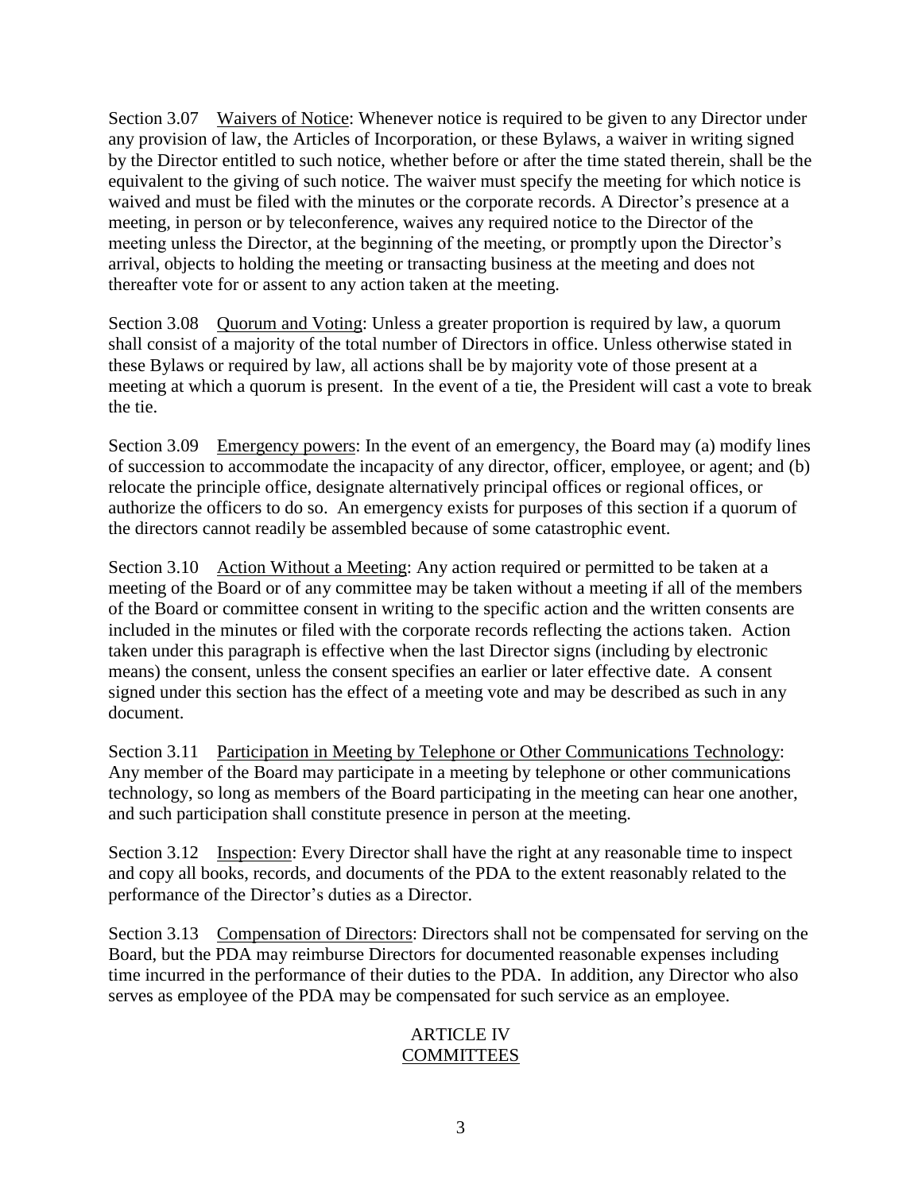Section 3.07 Waivers of Notice: Whenever notice is required to be given to any Director under any provision of law, the Articles of Incorporation, or these Bylaws, a waiver in writing signed by the Director entitled to such notice, whether before or after the time stated therein, shall be the equivalent to the giving of such notice. The waiver must specify the meeting for which notice is waived and must be filed with the minutes or the corporate records. A Director's presence at a meeting, in person or by teleconference, waives any required notice to the Director of the meeting unless the Director, at the beginning of the meeting, or promptly upon the Director's arrival, objects to holding the meeting or transacting business at the meeting and does not thereafter vote for or assent to any action taken at the meeting.

Section 3.08 Quorum and Voting: Unless a greater proportion is required by law, a quorum shall consist of a majority of the total number of Directors in office. Unless otherwise stated in these Bylaws or required by law, all actions shall be by majority vote of those present at a meeting at which a quorum is present. In the event of a tie, the President will cast a vote to break the tie.

Section 3.09 Emergency powers: In the event of an emergency, the Board may (a) modify lines of succession to accommodate the incapacity of any director, officer, employee, or agent; and (b) relocate the principle office, designate alternatively principal offices or regional offices, or authorize the officers to do so. An emergency exists for purposes of this section if a quorum of the directors cannot readily be assembled because of some catastrophic event.

Section 3.10 Action Without a Meeting: Any action required or permitted to be taken at a meeting of the Board or of any committee may be taken without a meeting if all of the members of the Board or committee consent in writing to the specific action and the written consents are included in the minutes or filed with the corporate records reflecting the actions taken. Action taken under this paragraph is effective when the last Director signs (including by electronic means) the consent, unless the consent specifies an earlier or later effective date. A consent signed under this section has the effect of a meeting vote and may be described as such in any document.

Section 3.11 Participation in Meeting by Telephone or Other Communications Technology: Any member of the Board may participate in a meeting by telephone or other communications technology, so long as members of the Board participating in the meeting can hear one another, and such participation shall constitute presence in person at the meeting.

Section 3.12 Inspection: Every Director shall have the right at any reasonable time to inspect and copy all books, records, and documents of the PDA to the extent reasonably related to the performance of the Director's duties as a Director.

Section 3.13 Compensation of Directors: Directors shall not be compensated for serving on the Board, but the PDA may reimburse Directors for documented reasonable expenses including time incurred in the performance of their duties to the PDA. In addition, any Director who also serves as employee of the PDA may be compensated for such service as an employee.

## ARTICLE IV
## COMMITTEES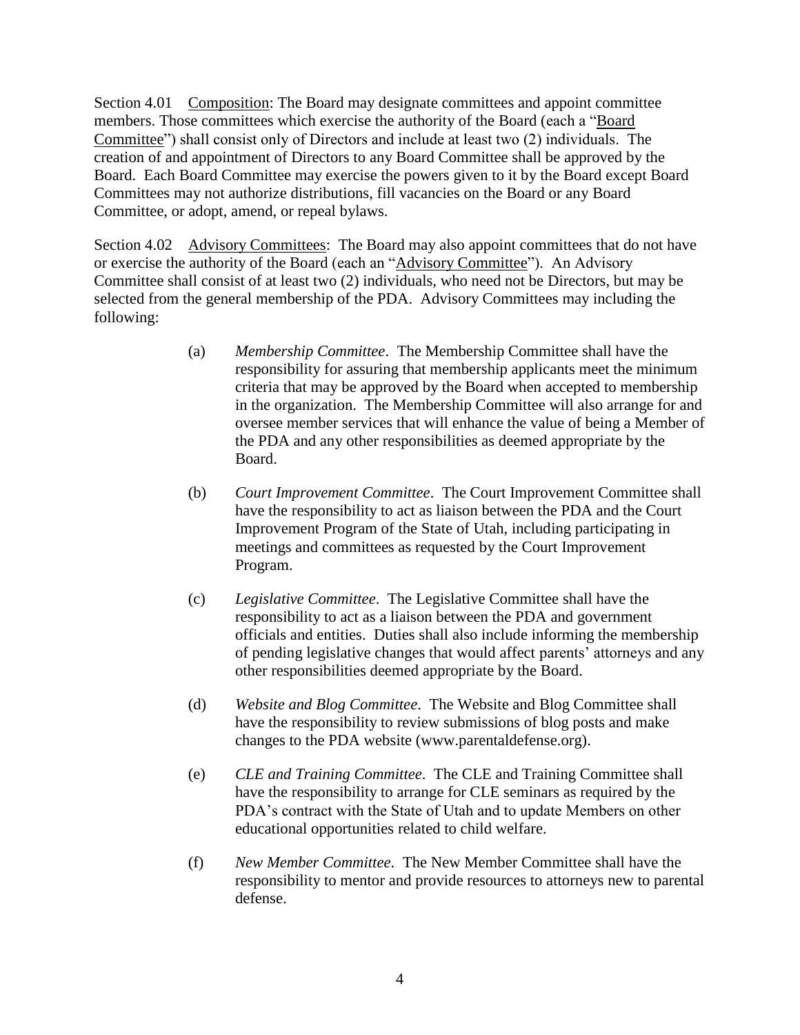Section 4.01 <u>Composition</u>: The Board may designate committees and appoint committee members. Those committees which exercise the authority of the Board (each a "<u>Board Committee</u>") shall consist only of Directors and include at least two (2) individuals. The creation of and appointment of Directors to any Board Committee shall be approved by the Board. Each Board Committee may exercise the powers given to it by the Board except Board Committees may not authorize distributions, fill vacancies on the Board or any Board Committee, or adopt, amend, or repeal bylaws.

Section 4.02 <u>Advisory Committees</u>: The Board may also appoint committees that do not have or exercise the authority of the Board (each an "<u>Advisory Committee</u>"). An Advisory Committee shall consist of at least two (2) individuals, who need not be Directors, but may be selected from the general membership of the PDA. Advisory Committees may including the following:

(a) *Membership Committee*. The Membership Committee shall have the responsibility for assuring that membership applicants meet the minimum criteria that may be approved by the Board when accepted to membership in the organization. The Membership Committee will also arrange for and oversee member services that will enhance the value of being a Member of the PDA and any other responsibilities as deemed appropriate by the Board.

(b) *Court Improvement Committee*. The Court Improvement Committee shall have the responsibility to act as liaison between the PDA and the Court Improvement Program of the State of Utah, including participating in meetings and committees as requested by the Court Improvement Program.

(c) *Legislative Committee*. The Legislative Committee shall have the responsibility to act as a liaison between the PDA and government officials and entities. Duties shall also include informing the membership of pending legislative changes that would affect parents' attorneys and any other responsibilities deemed appropriate by the Board.

(d) *Website and Blog Committee*. The Website and Blog Committee shall have the responsibility to review submissions of blog posts and make changes to the PDA website (www.parentaldefense.org).

(e) *CLE and Training Committee*. The CLE and Training Committee shall have the responsibility to arrange for CLE seminars as required by the PDA's contract with the State of Utah and to update Members on other educational opportunities related to child welfare.

(f) *New Member Committee*. The New Member Committee shall have the responsibility to mentor and provide resources to attorneys new to parental defense.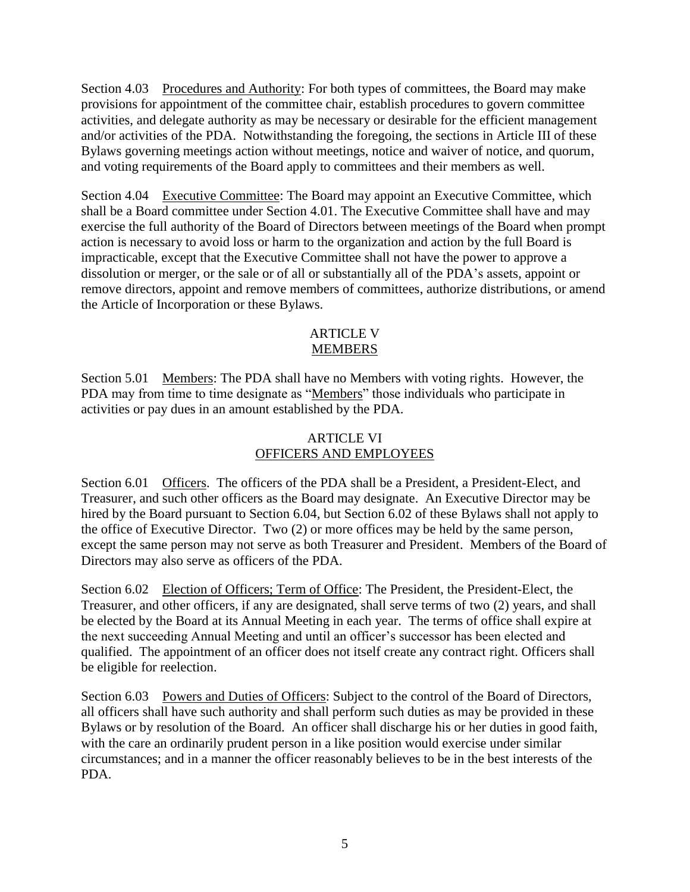Section 4.03 Procedures and Authority: For both types of committees, the Board may make provisions for appointment of the committee chair, establish procedures to govern committee activities, and delegate authority as may be necessary or desirable for the efficient management and/or activities of the PDA. Notwithstanding the foregoing, the sections in Article III of these Bylaws governing meetings action without meetings, notice and waiver of notice, and quorum, and voting requirements of the Board apply to committees and their members as well.

Section 4.04 Executive Committee: The Board may appoint an Executive Committee, which shall be a Board committee under Section 4.01. The Executive Committee shall have and may exercise the full authority of the Board of Directors between meetings of the Board when prompt action is necessary to avoid loss or harm to the organization and action by the full Board is impracticable, except that the Executive Committee shall not have the power to approve a dissolution or merger, or the sale or of all or substantially all of the PDA's assets, appoint or remove directors, appoint and remove members of committees, authorize distributions, or amend the Article of Incorporation or these Bylaws.

## ARTICLE V
## MEMBERS

Section 5.01 Members: The PDA shall have no Members with voting rights. However, the PDA may from time to time designate as "Members" those individuals who participate in activities or pay dues in an amount established by the PDA.

## ARTICLE VI
## OFFICERS AND EMPLOYEES

Section 6.01 Officers. The officers of the PDA shall be a President, a President-Elect, and Treasurer, and such other officers as the Board may designate. An Executive Director may be hired by the Board pursuant to Section 6.04, but Section 6.02 of these Bylaws shall not apply to the office of Executive Director. Two (2) or more offices may be held by the same person, except the same person may not serve as both Treasurer and President. Members of the Board of Directors may also serve as officers of the PDA.

Section 6.02 Election of Officers; Term of Office: The President, the President-Elect, the Treasurer, and other officers, if any are designated, shall serve terms of two (2) years, and shall be elected by the Board at its Annual Meeting in each year. The terms of office shall expire at the next succeeding Annual Meeting and until an officer's successor has been elected and qualified. The appointment of an officer does not itself create any contract right. Officers shall be eligible for reelection.

Section 6.03 Powers and Duties of Officers: Subject to the control of the Board of Directors, all officers shall have such authority and shall perform such duties as may be provided in these Bylaws or by resolution of the Board. An officer shall discharge his or her duties in good faith, with the care an ordinarily prudent person in a like position would exercise under similar circumstances; and in a manner the officer reasonably believes to be in the best interests of the PDA.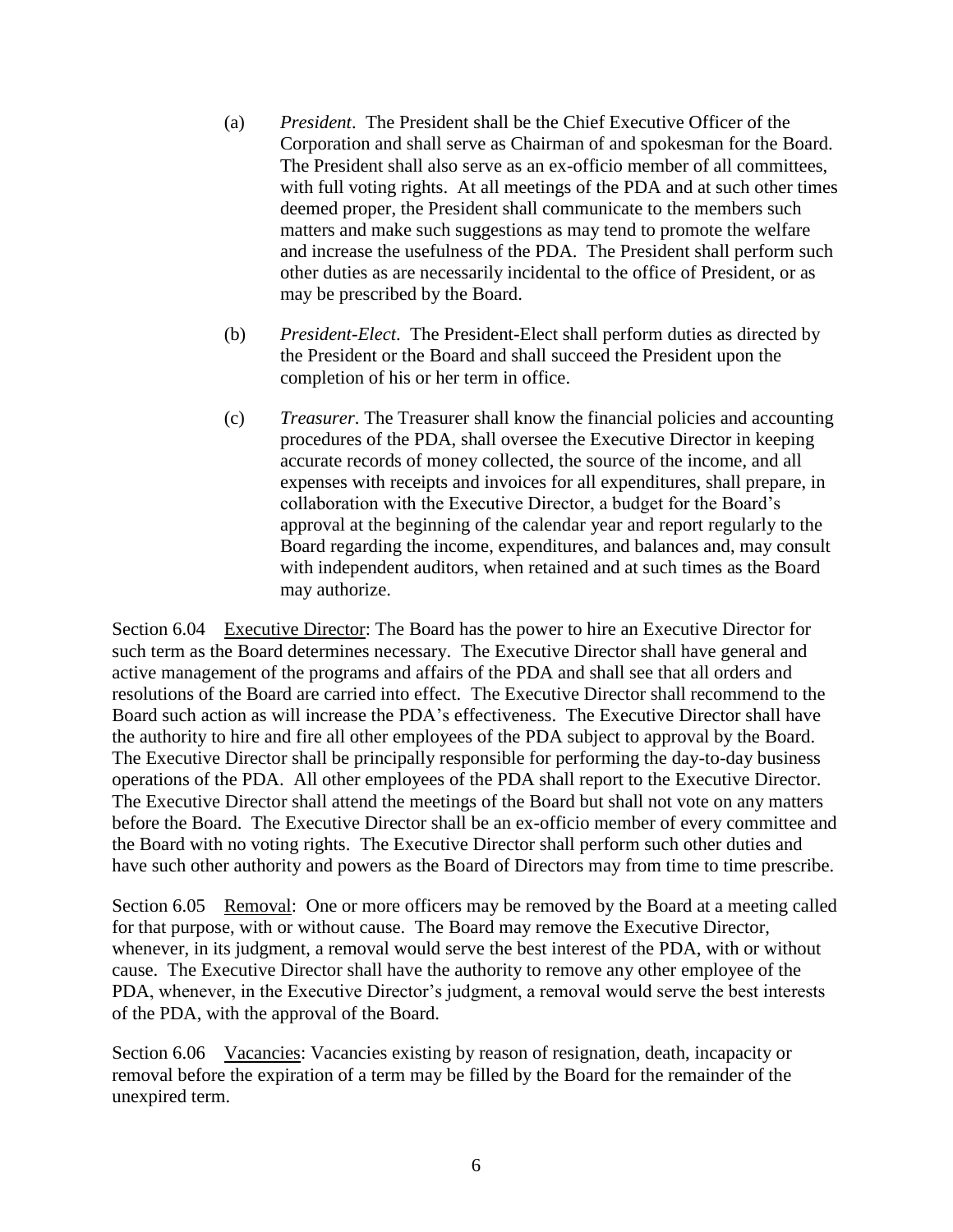(a) *President*. The President shall be the Chief Executive Officer of the Corporation and shall serve as Chairman of and spokesman for the Board. The President shall also serve as an ex-officio member of all committees, with full voting rights. At all meetings of the PDA and at such other times deemed proper, the President shall communicate to the members such matters and make such suggestions as may tend to promote the welfare and increase the usefulness of the PDA. The President shall perform such other duties as are necessarily incidental to the office of President, or as may be prescribed by the Board.

(b) *President-Elect*. The President-Elect shall perform duties as directed by the President or the Board and shall succeed the President upon the completion of his or her term in office.

(c) *Treasurer*. The Treasurer shall know the financial policies and accounting procedures of the PDA, shall oversee the Executive Director in keeping accurate records of money collected, the source of the income, and all expenses with receipts and invoices for all expenditures, shall prepare, in collaboration with the Executive Director, a budget for the Board's approval at the beginning of the calendar year and report regularly to the Board regarding the income, expenditures, and balances and, may consult with independent auditors, when retained and at such times as the Board may authorize.

Section 6.04 Executive Director: The Board has the power to hire an Executive Director for such term as the Board determines necessary. The Executive Director shall have general and active management of the programs and affairs of the PDA and shall see that all orders and resolutions of the Board are carried into effect. The Executive Director shall recommend to the Board such action as will increase the PDA's effectiveness. The Executive Director shall have the authority to hire and fire all other employees of the PDA subject to approval by the Board. The Executive Director shall be principally responsible for performing the day-to-day business operations of the PDA. All other employees of the PDA shall report to the Executive Director. The Executive Director shall attend the meetings of the Board but shall not vote on any matters before the Board. The Executive Director shall be an ex-officio member of every committee and the Board with no voting rights. The Executive Director shall perform such other duties and have such other authority and powers as the Board of Directors may from time to time prescribe.

Section 6.05 Removal: One or more officers may be removed by the Board at a meeting called for that purpose, with or without cause. The Board may remove the Executive Director, whenever, in its judgment, a removal would serve the best interest of the PDA, with or without cause. The Executive Director shall have the authority to remove any other employee of the PDA, whenever, in the Executive Director's judgment, a removal would serve the best interests of the PDA, with the approval of the Board.

Section 6.06 Vacancies: Vacancies existing by reason of resignation, death, incapacity or removal before the expiration of a term may be filled by the Board for the remainder of the unexpired term.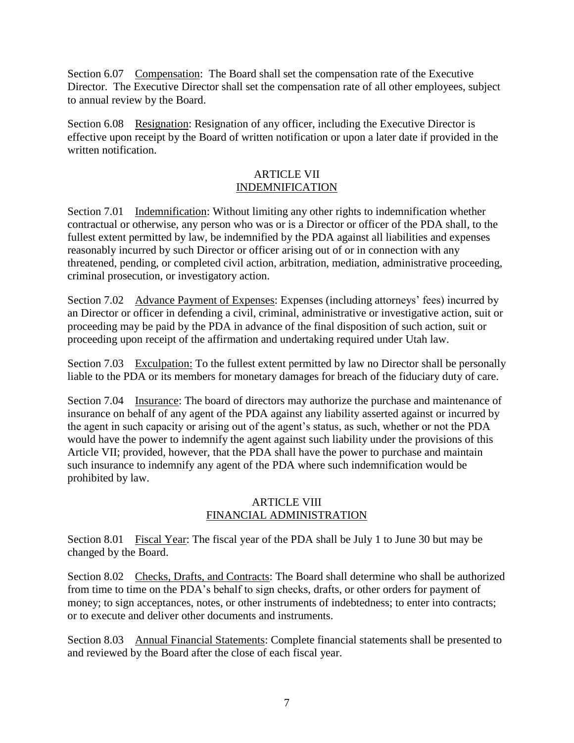Section 6.07 Compensation: The Board shall set the compensation rate of the Executive Director. The Executive Director shall set the compensation rate of all other employees, subject to annual review by the Board.

Section 6.08 Resignation: Resignation of any officer, including the Executive Director is effective upon receipt by the Board of written notification or upon a later date if provided in the written notification.

## ARTICLE VII
## INDEMNIFICATION

Section 7.01 Indemnification: Without limiting any other rights to indemnification whether contractual or otherwise, any person who was or is a Director or officer of the PDA shall, to the fullest extent permitted by law, be indemnified by the PDA against all liabilities and expenses reasonably incurred by such Director or officer arising out of or in connection with any threatened, pending, or completed civil action, arbitration, mediation, administrative proceeding, criminal prosecution, or investigatory action.

Section 7.02 Advance Payment of Expenses: Expenses (including attorneys' fees) incurred by an Director or officer in defending a civil, criminal, administrative or investigative action, suit or proceeding may be paid by the PDA in advance of the final disposition of such action, suit or proceeding upon receipt of the affirmation and undertaking required under Utah law.

Section 7.03 Exculpation: To the fullest extent permitted by law no Director shall be personally liable to the PDA or its members for monetary damages for breach of the fiduciary duty of care.

Section 7.04 Insurance: The board of directors may authorize the purchase and maintenance of insurance on behalf of any agent of the PDA against any liability asserted against or incurred by the agent in such capacity or arising out of the agent's status, as such, whether or not the PDA would have the power to indemnify the agent against such liability under the provisions of this Article VII; provided, however, that the PDA shall have the power to purchase and maintain such insurance to indemnify any agent of the PDA where such indemnification would be prohibited by law.

## ARTICLE VIII
## FINANCIAL ADMINISTRATION

Section 8.01 Fiscal Year: The fiscal year of the PDA shall be July 1 to June 30 but may be changed by the Board.

Section 8.02 Checks, Drafts, and Contracts: The Board shall determine who shall be authorized from time to time on the PDA's behalf to sign checks, drafts, or other orders for payment of money; to sign acceptances, notes, or other instruments of indebtedness; to enter into contracts; or to execute and deliver other documents and instruments.

Section 8.03 Annual Financial Statements: Complete financial statements shall be presented to and reviewed by the Board after the close of each fiscal year.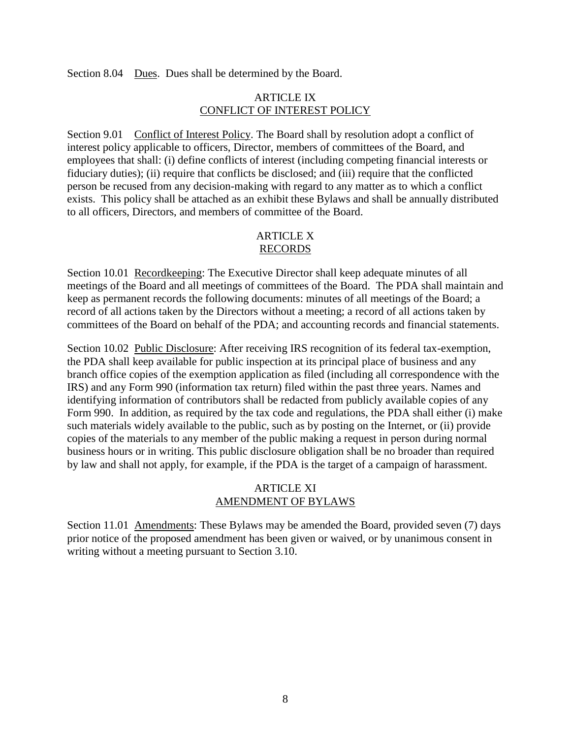Section 8.04 Dues. Dues shall be determined by the Board.

## ARTICLE IX
## CONFLICT OF INTEREST POLICY

Section 9.01 Conflict of Interest Policy. The Board shall by resolution adopt a conflict of interest policy applicable to officers, Director, members of committees of the Board, and employees that shall: (i) define conflicts of interest (including competing financial interests or fiduciary duties); (ii) require that conflicts be disclosed; and (iii) require that the conflicted person be recused from any decision-making with regard to any matter as to which a conflict exists. This policy shall be attached as an exhibit these Bylaws and shall be annually distributed to all officers, Directors, and members of committee of the Board.

## ARTICLE X
## RECORDS

Section 10.01 Recordkeeping: The Executive Director shall keep adequate minutes of all meetings of the Board and all meetings of committees of the Board. The PDA shall maintain and keep as permanent records the following documents: minutes of all meetings of the Board; a record of all actions taken by the Directors without a meeting; a record of all actions taken by committees of the Board on behalf of the PDA; and accounting records and financial statements.

Section 10.02 Public Disclosure: After receiving IRS recognition of its federal tax-exemption, the PDA shall keep available for public inspection at its principal place of business and any branch office copies of the exemption application as filed (including all correspondence with the IRS) and any Form 990 (information tax return) filed within the past three years. Names and identifying information of contributors shall be redacted from publicly available copies of any Form 990. In addition, as required by the tax code and regulations, the PDA shall either (i) make such materials widely available to the public, such as by posting on the Internet, or (ii) provide copies of the materials to any member of the public making a request in person during normal business hours or in writing. This public disclosure obligation shall be no broader than required by law and shall not apply, for example, if the PDA is the target of a campaign of harassment.

## ARTICLE XI
## AMENDMENT OF BYLAWS

Section 11.01 Amendments: These Bylaws may be amended the Board, provided seven (7) days prior notice of the proposed amendment has been given or waived, or by unanimous consent in writing without a meeting pursuant to Section 3.10.